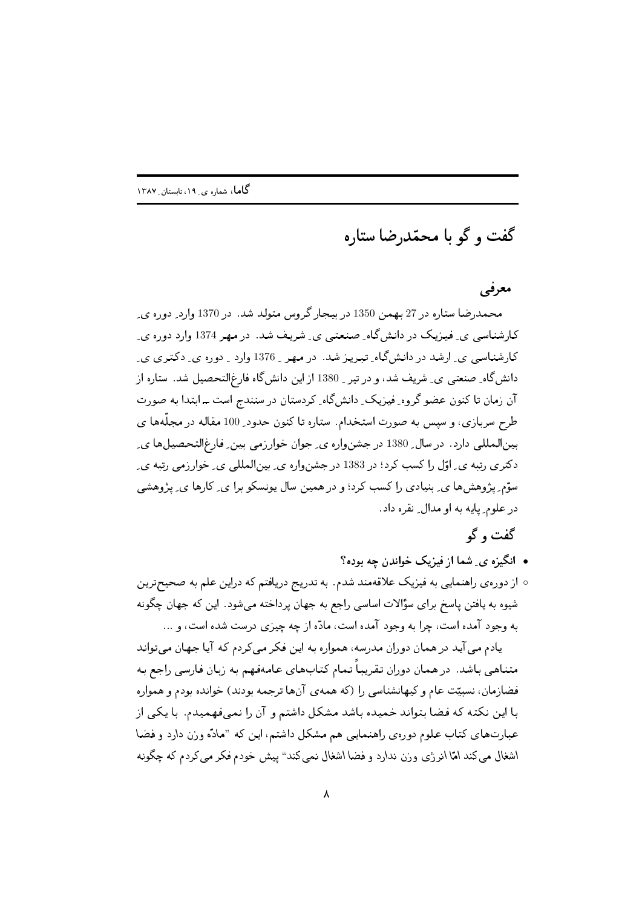# گفت و گو با محمّدرضا ستاره

## معرفی

محمدرضا ستاره در 27 بهمن 1350 در بیجار گروس متولد شد. در 1370 وارد ِ دوره ی ِ کارشناسی ی ِ فیزیک در دانش‌گاه ِ صنعتی ی ِ شریف شد. در مهر 1374 وارد دوره ی ِ کارشناسی ی ِ ارشد در دانش‌گاه ِ تبریز شد. در مهر ِ 1376 وارد ِ دوره ی ِ دکتری ی ِ دانش‌گاه ِ صنعتی ی ِ شریف شد، و در تیر ِ 1380 از این دانش‌گاه فارغ‌التحصیل شد. ستاره از آن زمان تا کنون عضو گروه ِ فیزیک ِ دانش‌گاه ِ کردستان در سنندج است ــ ابتدا به صورت طرح سربازی، و سپس به صورت استخدام. ستاره تا کنون حدود ِ 100 مقاله در مجلّه‌ها ی بین‌المللی دارد. در سال ِ 1380 در جشن‌واره ی ِ جوان خوارزمی بین ِ فارغ‌التحصیل‌ها ی ِ دکتری رتبه ی ِ اوّل را کسب کرد؛ در 1383 در جشن‌واره ی ِ بین‌المللی ی ِ خوارزمی رتبه ی ِ سوّم ِ پژوهش‌ها ی ِ بنیادی را کسب کرد؛ و در همین سال یونسکو برا ی ِ کارها ی ِ پژوهشی در علوم ِ پایه به او مدال ِ نقره داد.

## گفت و گو

- **انگیزه ی ِ شما از فیزیک خواندن چه بوده؟**

◦ از دوره‌ی راهنمایی به فیزیک علاقه‌مند شدم. به تدریج دریافتم که دراین علم به صحیح‌ترین شیوه به یافتن پاسخ برای سؤالات اساسی راجع به جهان پرداخته می‌شود. این که جهان چگونه به وجود آمده است، چرا به وجود آمده است، مادّه از چه چیزی درست شده است، و ...

یادم می‌آید در همان دوران مدرسه، همواره به این فکر می‌کردم که آیا جهان می‌تواند متناهی باشد. در همان دوران تقریباً تمام کتاب‌های عامه‌فهم به زبان فارسی راجع به فضازمان، نسبیّت عام و کیهانشناسی را (که همه‌ی آن‌ها ترجمه بودند) خوانده بودم و همواره با این نکته که فضا بتواند خمیده باشد مشکل داشتم و آن را نمی‌فهمیدم. با یکی از عبارت‌های کتاب علوم دوره‌ی راهنمایی هم مشکل داشتم، این که "مادّه وزن دارد و فضا اشغال می‌کند امّا انرژی وزن ندارد و فضا اشغال نمی‌کند" پیش خودم فکر می‌کردم که چگونه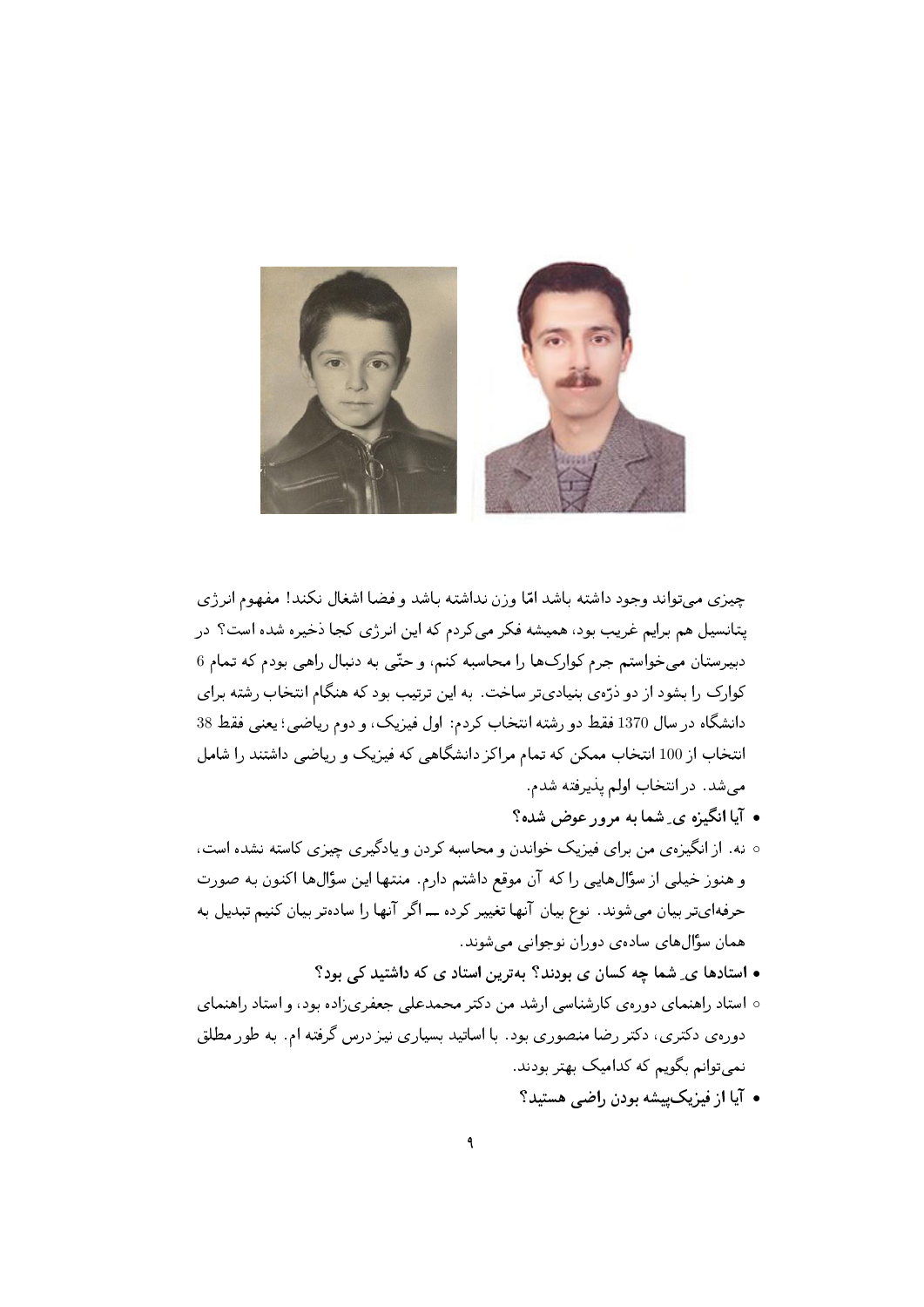چیزی می‌تواند وجود داشته باشد امّا وزن نداشته باشد و فضا اشغال نکند! مفهوم انرژی پتانسیل هم برایم غریب بود، همیشه فکر می‌کردم که این انرژی کجا ذخیره شده است؟ در دبیرستان می‌خواستم جرم کوارک‌ها را محاسبه کنم، و حتّی به دنبال راهی بودم که تمام 6 کوارک را بشود از دو ذرّه‌ی بنیادی‌تر ساخت. به این ترتیب بود که هنگام انتخاب رشته برای دانشگاه در سال 1370 فقط دو رشته انتخاب کردم: اول فیزیک، و دوم ریاضی؛ یعنی فقط 38 انتخاب از 100 انتخاب ممکن که تمام مراکز دانشگاهی که فیزیک و ریاضی داشتند را شامل می‌شد. در انتخاب اولم پذیرفته شدم.

- **آیا انگیزه ی ِ شما به مرور عوض شده؟**

  ◦ نه. از انگیزه‌ی من برای فیزیک خواندن و محاسبه کردن و یادگیری چیزی کاسته نشده است، و هنوز خیلی از سؤال‌هایی را که آن موقع داشتم دارم. منتها این سؤال‌ها اکنون به صورت حرفه‌ای‌تر بیان می‌شوند. نوع بیان آنها تغییر کرده ــ اگر آنها را ساده‌تر بیان کنیم تبدیل به همان سؤال‌های ساده‌ی دوران نوجوانی می‌شوند.

- **استادها ی ِ شما چه کسان ی بودند؟ به‌ترین استاد ی که داشتید کی بود؟**

  ◦ استاد راهنمای دوره‌ی کارشناسی ارشد من دکتر محمدعلی جعفری‌زاده بود، و استاد راهنمای دوره‌ی دکتری، دکتر رضا منصوری بود. با اساتید بسیاری نیز درس گرفته ام. به طور مطلق نمی‌توانم بگویم که کدامیک بهتر بودند.

- **آیا از فیزیک‌پیشه بودن راضی هستید؟**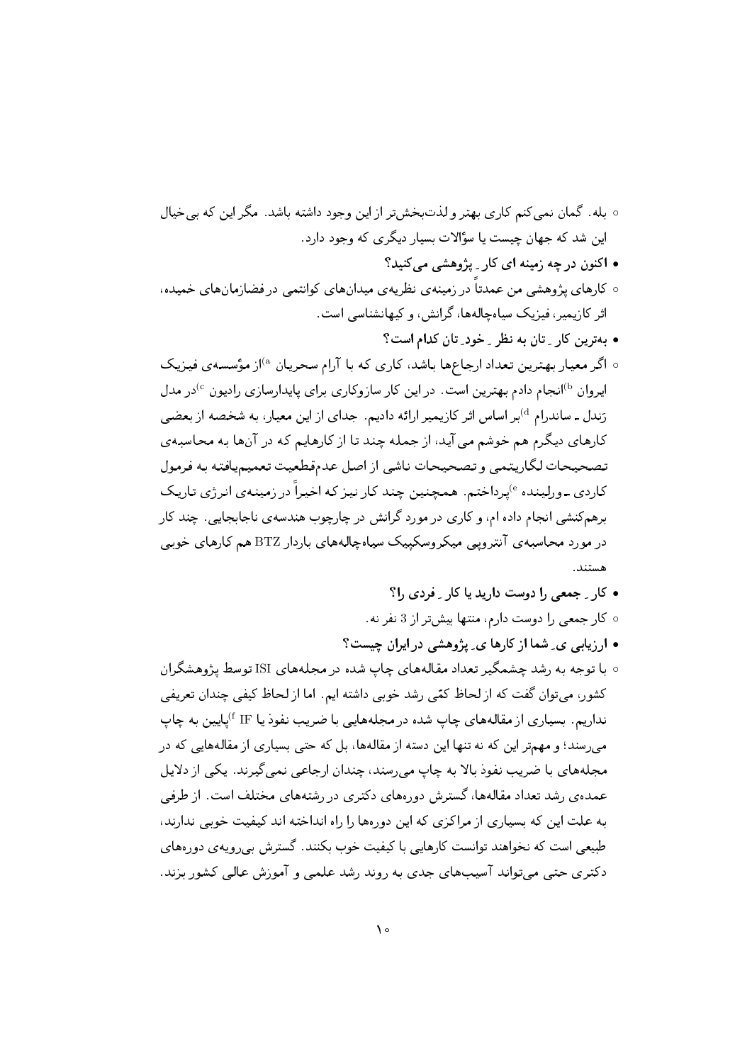○ بله. گمان نمی‌کنم کاری بهتر و لذت‌بخش‌تر از این وجود داشته باشد. مگر این که بی‌خیال این شد که جهان چیست یا سؤالات بسیار دیگری که وجود دارد.

• **اکنون در چه زمینه ای کار ِ پژوهشی می‌کنید؟**

○ کارهای پژوهشی من عمدتاً در زمینه‌ی نظریه‌ی میدان‌های کوانتمی در فضازمان‌های خمیده، اثر کازیمیر، فیزیک سیاه‌چاله‌ها، گرانش، و کیهانشناسی است.

• **به‌ترین کار ِ تان به نظر ِ خود ِ تان کدام است؟**

○ اگر معیار بهترین تعداد ارجاع‌ها باشد، کاری که با آرام سحریان [a]از مؤسسه‌ی فیزیک ایروان [b]انجام دادم بهترین است. در این کار سازوکاری برای پایدارسازی رادیون [c]در مدل رَندل ـ ساندرام [d]بر اساس اثر کازیمیر ارائه دادیم. جدای از این معیار، به شخصه از بعضی کارهای دیگرم هم خوشم می‌آید، از جمله چند تا از کارهایم که در آن‌ها به محاسبه‌ی تصحیحات لگاریتمی و تصحیحات ناشی از اصل عدم‌قطعیت تعمیم‌یافته به فرمول کاردی ـ ورلینده [e]پرداختم. همچنین چند کار نیز که اخیراً در زمینه‌ی انرژی تاریک برهم‌کنشی انجام داده ام، و کاری در مورد گرانش در چارچوب هندسه‌ی ناجابجایی. چند کار در مورد محاسبه‌ی آنتروپی میکروسکپیک سیاه‌چاله‌های باردار BTZ هم کارهای خوبی هستند.

• **کار ِ جمعی را دوست دارید یا کار ِ فردی را؟**

○ کار جمعی را دوست دارم، منتها بیش‌تر از 3 نفر نه.

• **ارزیابی ی ِ شما از کارها ی ِ پژوهشی در ایران چیست؟**

○ با توجه به رشد چشمگیر تعداد مقاله‌های چاپ شده در مجله‌های ISI توسط پژوهشگران کشور، می‌توان گفت که از لحاظ کمّی رشد خوبی داشته ایم. اما از لحاظ کیفی چندان تعریفی نداریم. بسیاری از مقاله‌های چاپ شده در مجله‌هایی با ضریب نفوذ یا IF [f]پایین به چاپ می‌رسند؛ و مهم‌تر این که نه تنها این دسته از مقاله‌ها، بل که حتی بسیاری از مقاله‌هایی که در مجله‌های با ضریب نفوذ بالا به چاپ می‌رسند، چندان ارجاعی نمی‌گیرند. یکی از دلایل عمده‌ی رشد تعداد مقاله‌ها، گسترش دوره‌های دکتری در رشته‌های مختلف است. از طرفی به علت این که بسیاری از مراکزی که این دوره‌ها را راه انداخته اند کیفیت خوبی ندارند، طبیعی است که نخواهند توانست کارهایی با کیفیت خوب بکنند. گسترش بی‌رویه‌ی دوره‌های دکتری حتی می‌تواند آسیب‌های جدی به روند رشد علمی و آموزش عالی کشور بزند.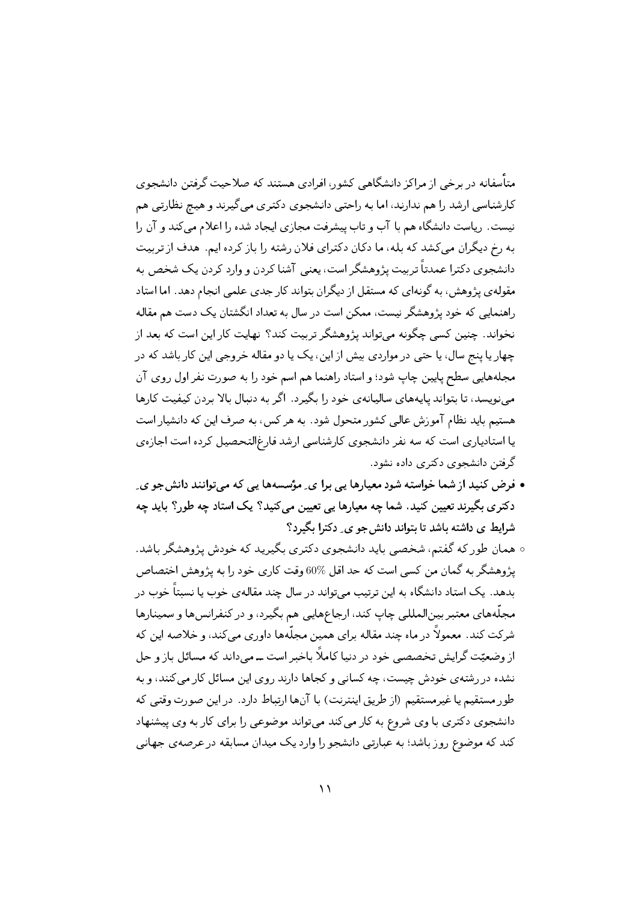متأسفانه در برخی از مراکز دانشگاهی کشور، افرادی هستند که صلاحیت گرفتن دانشجوی کارشناسی ارشد را هم ندارند، اما به راحتی دانشجوی دکتری می‌گیرند و هیچ نظارتی هم نیست. ریاست دانشگاه هم با آب و تاب پیشرفت مجازی ایجاد شده را اعلام می‌کند و آن را به رخ دیگران می‌کشد که بله، ما دکان دکترای فلان رشته را باز کرده ایم. هدف از تربیت دانشجوی دکترا عمدتاً تربیت پژوهشگر است، یعنی آشنا کردن و وارد کردن یک شخص به مقوله‌ی پژوهش، به گونه‌ای که مستقل از دیگران بتواند کار جدی علمی انجام دهد. اما استاد راهنمایی که خود پژوهشگر نیست، ممکن است در سال به تعداد انگشتان یک دست هم مقاله نخواند. چنین کسی چگونه می‌تواند پژوهشگر تربیت کند؟ نهایت کار این است که بعد از چهار یا پنج سال، یا حتی در مواردی بیش از این، یک یا دو مقاله خروجی این کار باشد که در مجله‌هایی سطح پایین چاپ شود؛ و استاد راهنما هم اسم خود را به صورت نفر اول روی آن می‌نویسد، تا بتواند پایه‌های سالیانه‌ی خود را بگیرد. اگر به دنبال بالا بردن کیفیت کارها هستیم باید نظام آموزش عالی کشور متحول شود. به هر کس، به صرف این که دانشیار است یا استادیاری است که سه نفر دانشجوی کارشناسی ارشد فارغ‌التحصیل کرده است اجازه‌ی گرفتن دانشجوی دکتری داده نشود.

- **فرض کنید از شما خواسته شود معیارها یی برا یِ مؤسسه‌ها یی که می‌توانند دانش‌جو یِ دکتری بگیرند تعیین کنید. شما چه معیارها یی تعیین می‌کنید؟ یک استاد چه طور؟ باید چه شرایط ی داشته باشد تا بتواند دانش‌جو یِ دکترا بگیرد؟**
  - همان طور که گفتم، شخصی باید دانشجوی دکتری بگیرید که خودش پژوهشگر باشد. پژوهشگر به گمان من کسی است که حد اقل 60% وقت کاری خود را به پژوهش اختصاص بدهد. یک استاد دانشگاه به این ترتیب می‌تواند در سال چند مقاله‌ی خوب یا نسبتاً خوب در مجلّه‌های معتبر بین‌المللی چاپ کند، ارجاع‌هایی هم بگیرد، و در کنفرانس‌ها و سمینارها شرکت کند. معمولاً در ماه چند مقاله برای همین مجلّه‌ها داوری می‌کند، و خلاصه این که از وضعیّت گرایش تخصصی خود در دنیا کاملاً باخبر است ـــ می‌داند که مسائل باز و حل نشده در رشته‌ی خودش چیست، چه کسانی و کجاها دارند روی این مسائل کار می‌کنند، و به طور مستقیم یا غیرمستقیم (از طریق اینترنت) با آن‌ها ارتباط دارد. در این صورت وقتی که دانشجوی دکتری با وی شروع به کار می‌کند می‌تواند موضوعی را برای کار به وی پیشنهاد کند که موضوع روز باشد؛ به عبارتی دانشجو را وارد یک میدان مسابقه در عرصه‌ی جهانی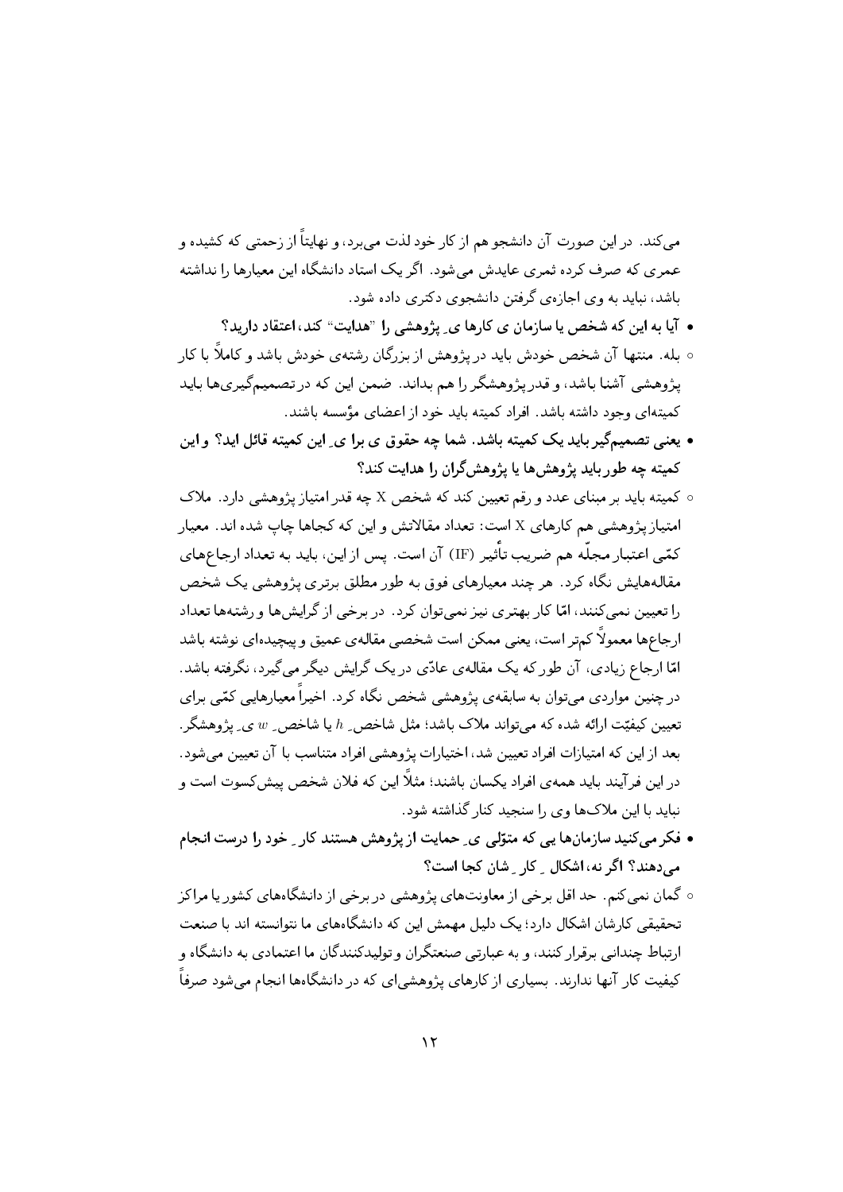می‌کند. در این صورت آن دانشجو هم از کار خود لذت می‌برد، و نهایتاً از زحمتی که کشیده و عمری که صرف کرده ثمری عایدش می‌شود. اگر یک استاد دانشگاه این معیارها را نداشته باشد، نباید به وی اجازه‌ی گرفتن دانشجوی دکتری داده شود.

- **آیا به این که شخص یا سازمان ی کارها ی ِ پژوهشی را "هدایت" کند، اعتقاد دارید؟**

◦ بله. منتها آن شخص خودش باید در پژوهش از بزرگان رشته‌ی خودش باشد و کاملاً با کار پژوهشی آشنا باشد، و قدر پژوهشگر را هم بداند. ضمن این که در تصمیم‌گیری‌ها باید کمیته‌ای وجود داشته باشد. افراد کمیته باید خود از اعضای مؤسسه باشند.

- **یعنی تصمیم‌گیر باید یک کمیته باشد. شما چه حقوق ی برا ی ِ این کمیته قائل اید؟ و این کمیته چه طور باید پژوهش‌ها یا پژوهش‌گران را هدایت کند؟**

◦ کمیته باید بر مبنای عدد و رقم تعیین کند که شخص X چه قدر امتیاز پژوهشی دارد. ملاک امتیاز پژوهشی هم کارهای X است: تعداد مقالاتش و این که کجاها چاپ شده اند. معیار کمّی اعتبار مجلّه هم ضریب تأثیر (IF) آن است. پس از این، باید به تعداد ارجاع‌های مقاله‌هایش نگاه کرد. هر چند معیارهای فوق به طور مطلق برتری پژوهشی یک شخص را تعیین نمی‌کنند، امّا کار بهتری نیز نمی‌توان کرد. در برخی از گرایش‌ها و رشته‌ها تعداد ارجاع‌ها معمولاً کم‌تر است، یعنی ممکن است شخصی مقاله‌ی عمیق و پیچیده‌ای نوشته باشد امّا ارجاع زیادی، آن طور که یک مقاله‌ی عادّی در یک گرایش دیگر می‌گیرد، نگرفته باشد. در چنین مواردی می‌توان به سابقه‌ی پژوهشی شخص نگاه کرد. اخیراً معیارهایی کمّی برای تعیین کیفیّت ارائه شده که می‌تواند ملاک باشد؛ مثل شاخص ِ $h$ یا شاخص ِ $w$ ی ِ پژوهشگر. بعد از این که امتیازات افراد تعیین شد، اختیارات پژوهشی افراد متناسب با آن تعیین می‌شود. در این فرآیند باید همه‌ی افراد یکسان باشند؛ مثلاً این که فلان شخص پیش‌کسوت است و نباید با این ملاک‌ها وی را سنجید کنار گذاشته شود.

- **فکر می‌کنید سازمان‌ها یی که متولّی ی ِ حمایت از پژوهش هستند کار ِ خود را درست انجام می‌دهند؟ اگر نه، اشکال ِ کار ِ شان کجا است؟**

◦ گمان نمی‌کنم. حد اقل برخی از معاونت‌های پژوهشی در برخی از دانشگاه‌های کشور یا مراکز تحقیقی کارشان اشکال دارد؛ یک دلیل مهمش این که دانشگاه‌های ما نتوانسته اند با صنعت ارتباط چندانی برقرار کنند، و به عبارتی صنعتگران و تولیدکنندگان ما اعتمادی به دانشگاه و کیفیت کار آنها ندارند. بسیاری از کارهای پژوهشی‌ای که در دانشگاه‌ها انجام می‌شود صرفاً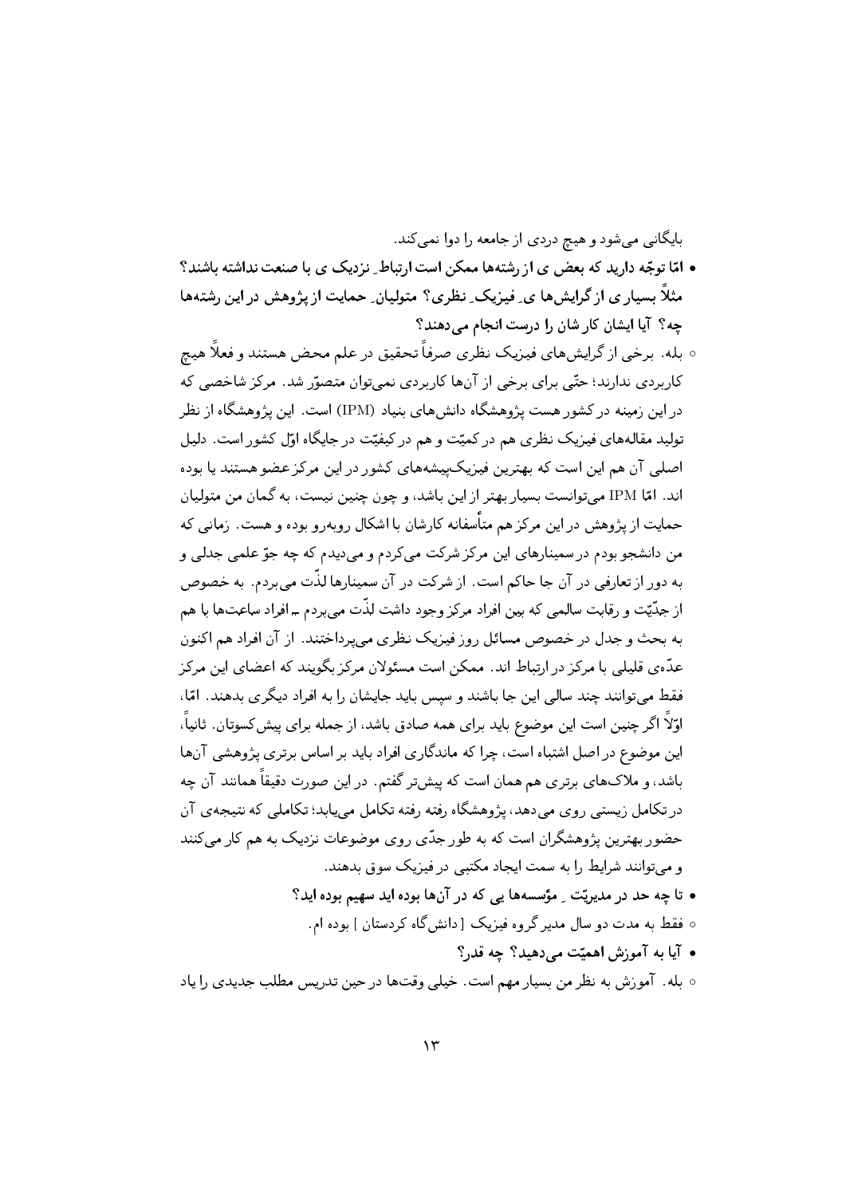بایگانی می‌شود و هیچ دردی از جامعه را دوا نمی‌کند.

- **امّا توجّه دارید که بعض ی از رشته‌ها ممکن است ارتباط ِ نزدیک ی با صنعت نداشته باشند؟ مثلاً بسیار ی از گرایش‌ها ی ِ فیزیک ِ نظری؟ متولیان ِ حمایت از پژوهش در این رشته‌ها چه؟ آیا ایشان کار شان را درست انجام می‌دهند؟**

- ○ بله. برخی از گرایش‌های فیزیک نظری صرفاً تحقیق در علم محض هستند و فعلاً هیچ کاربردی ندارند؛ حتّی برای برخی از آن‌ها کاربردی نمی‌توان متصوّر شد. مرکز شاخصی که در این زمینه در کشور هست پژوهشگاه دانش‌های بنیاد (IPM) است. این پژوهشگاه از نظر تولید مقاله‌های فیزیک نظری هم در کمیّت و هم در کیفیّت در جایگاه اوّل کشور است. دلیل اصلی آن هم این است که بهترین فیزیک‌پیشه‌های کشور در این مرکز عضو هستند یا بوده اند. امّا IPM می‌توانست بسیار بهتر از این باشد، و چون چنین نیست، به گمان من متولیان حمایت از پژوهش در این مرکز هم متأسفانه کارشان با اشکال روبه‌رو بوده و هست. زمانی که من دانشجو بودم در سمینارهای این مرکز شرکت می‌کردم و می‌دیدم که چه جوّ علمی جدلی و به دور از تعارفی در آن جا حاکم است. از شرکت در آن سمینارها لذّت می‌بردم. به خصوص از جدّیّت و رقابت سالمی که بین افراد مرکز وجود داشت لذّت می‌بردم ـ افراد ساعت‌ها با هم به بحث و جدل در خصوص مسائل روز فیزیک نظری می‌پرداختند. از آن افراد هم اکنون عدّه‌ی قلیلی با مرکز در ارتباط اند. ممکن است مسئولان مرکز بگویند که اعضای این مرکز فقط می‌توانند چند سالی این جا باشند و سپس باید جایشان را به افراد دیگری بدهند. امّا، اوّلاً اگر چنین است این موضوع باید برای همه صادق باشد، از جمله برای پیش‌کسوتان. ثانیاً، این موضوع در اصل اشتباه است، چرا که ماندگاری افراد باید بر اساس برتری پژوهشی آن‌ها باشد، و ملاک‌های برتری هم همان است که پیش‌تر گفتم. در این صورت دقیقاً همانند آن چه در تکامل زیستی روی می‌دهد، پژوهشگاه رفته رفته تکامل می‌یابد؛ تکاملی که نتیجه‌ی آن حضور بهترین پژوهشگران است که به طور جدّی روی موضوعات نزدیک به هم کار می‌کنند و می‌توانند شرایط را به سمت ایجاد مکتبی در فیزیک سوق بدهند.

- **تا چه حد در مدیریّت ِ مؤسسه‌ها یی که در آن‌ها بوده اید سهیم بوده اید؟**

- ○ فقط به مدت دو سال مدیر گروه فیزیک [ دانش‌گاه کردستان ] بوده ام.

- **آیا به آموزش اهمیّت می‌دهید؟ چه قدر؟**

- ○ بله. آموزش به نظر من بسیار مهم است. خیلی وقت‌ها در حین تدریس مطلب جدیدی را یاد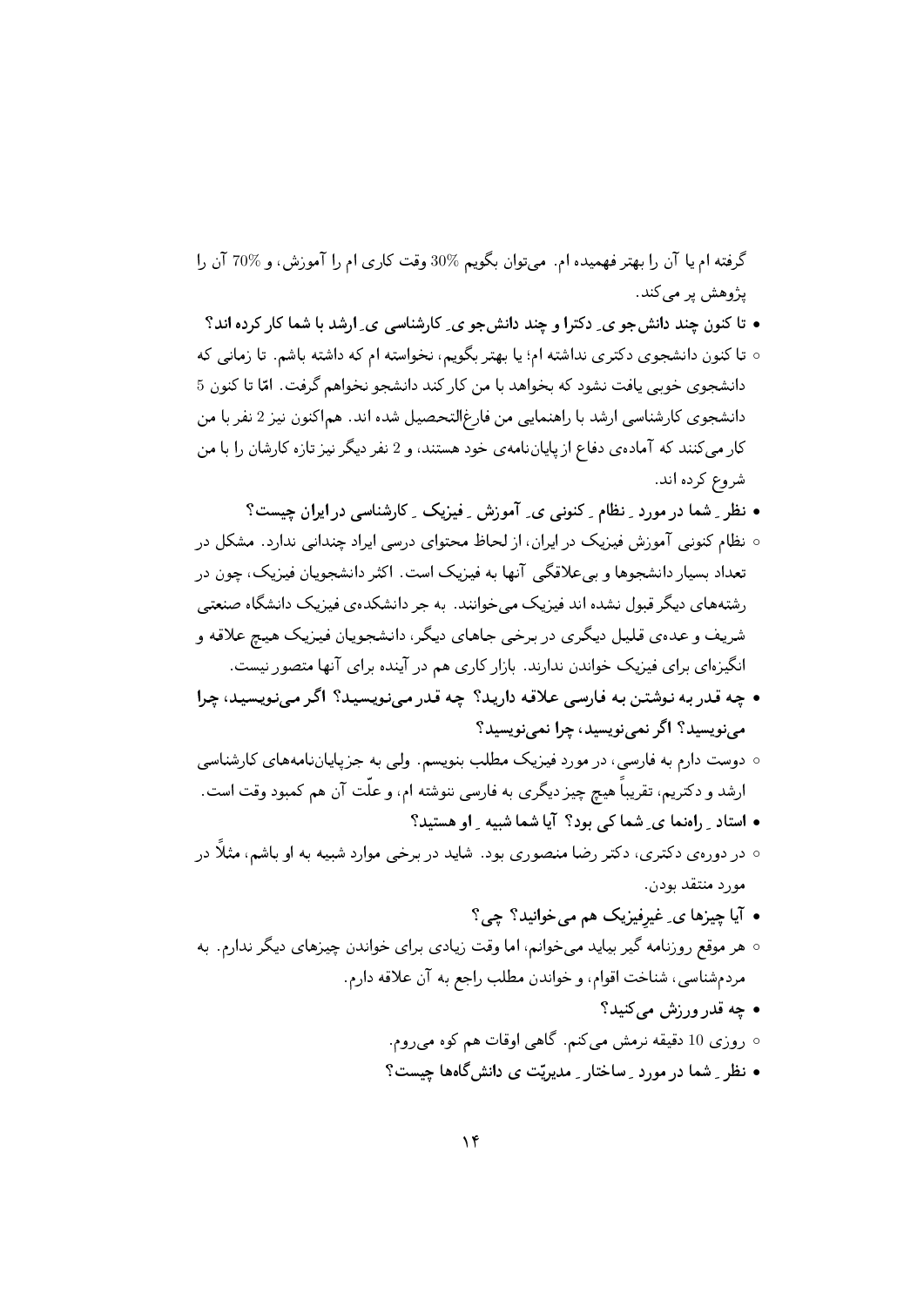گرفته ام یا آن را بهتر فهمیده ام. می‌توان بگویم ٪30 وقت کاری ام را آموزش، و ٪70 آن را پژوهش پر می‌کند.

- **تا کنون چند دانش‌جو یِ دکترا و چند دانش‌جو یِ کارشناسی یِ ارشد با شما کار کرده اند؟**

◦ تا کنون دانشجوی دکتری نداشته ام؛ یا بهتر بگویم، نخواسته ام که داشته باشم. تا زمانی که دانشجوی خوبی یافت نشود که بخواهد با من کار کند دانشجو نخواهم گرفت. امّا تا کنون 5 دانشجوی کارشناسی ارشد با راهنمایی من فارغ‌التحصیل شده اند. هم‌اکنون نیز 2 نفر با من کار می‌کنند که آماده‌ی دفاع از پایان‌نامه‌ی خود هستند، و 2 نفر دیگر نیز تازه کارشان را با من شروع کرده اند.

- **نظر ِ شما در مورد ِ نظام ِ کنونی یِ آموزش ِ فیزیک ِ کارشناسی در ایران چیست؟**

◦ نظام کنونی آموزش فیزیک در ایران، از لحاظ محتوای درسی ایراد چندانی ندارد. مشکل در تعداد بسیار دانشجوها و بی‌علاقگی آنها به فیزیک است. اکثر دانشجویان فیزیک، چون در رشته‌های دیگر قبول نشده اند فیزیک می‌خوانند. به جر دانشکده‌ی فیزیک دانشگاه صنعتی شریف و عده‌ی قلیل دیگری در برخی جاهای دیگر، دانشجویان فیزیک هیچ علاقه و انگیزه‌ای برای فیزیک خواندن ندارند. بازار کاری هم در آینده برای آنها متصور نیست.

- **چه قدر به نوشتن به فارسی علاقه دارید؟ چه قدر می‌نویسید؟ اگر می‌نویسید، چرا می‌نویسید؟ اگر نمی‌نویسید، چرا نمی‌نویسید؟**

◦ دوست دارم به فارسی، در مورد فیزیک مطلب بنویسم. ولی به جزپایان‌نامه‌های کارشناسی ارشد و دکتریم، تقریباً هیچ چیز دیگری به فارسی ننوشته ام، و علّت آن هم کمبود وقت است.

- **استاد ِ راه‌نما یِ شما کی بود؟ آیا شما شبیه ِ او هستید؟**

◦ در دوره‌ی دکتری، دکتر رضا منصوری بود. شاید در برخی موارد شبیه به او باشم، مثلاً در مورد منتقد بودن.

- **آیا چیزها یِ غیرِفیزیک هم می‌خوانید؟ چی؟**

◦ هر موقع روزنامه گیر بیاید می‌خوانم، اما وقت زیادی برای خواندن چیزهای دیگر ندارم. به مردم‌شناسی، شناخت اقوام، و خواندن مطلب راجع به آن علاقه دارم.

- **چه قدر ورزش می‌کنید؟**

◦ روزی 10 دقیقه نرمش می‌کنم. گاهی اوقات هم کوه می‌روم.

- **نظر ِ شما در مورد ِ ساختار ِ مدیریّت یِ دانش‌گاه‌ها چیست؟**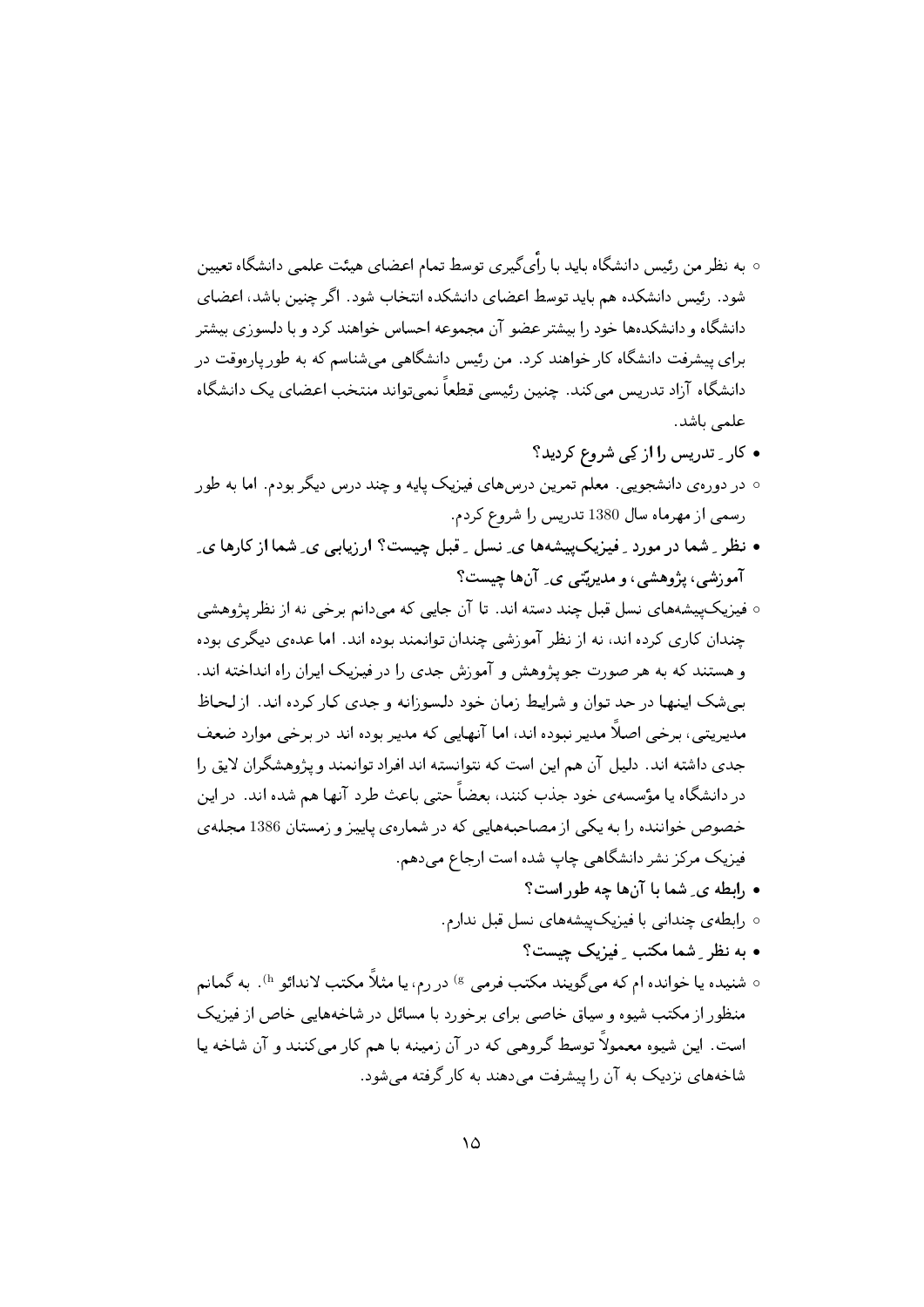- به نظر من رئیس دانشگاه باید با رأی‌گیری توسط تمام اعضای هیئت علمی دانشگاه تعیین شود. رئیس دانشکده هم باید توسط اعضای دانشکده انتخاب شود. اگر چنین باشد، اعضای دانشگاه و دانشکده‌ها خود را بیشتر عضو آن مجموعه احساس خواهند کرد و با دلسوزی بیشتر برای پیشرفت دانشگاه کار خواهند کرد. من رئیس دانشگاهی می‌شناسم که به طور پاره‌وقت در دانشگاه آزاد تدریس می‌کند. چنین رئیسی قطعاً نمی‌تواند منتخب اعضای یک دانشگاه علمی باشد.

- **کار ِ تدریس را از کِی شروع کردید؟**

- در دوره‌ی دانشجویی، معلم تمرین درس‌های فیزیک پایه و چند درس دیگر بودم. اما به طور رسمی از مهرماه سال 1380 تدریس را شروع کردم.

- **نظر ِ شما در مورد ِ فیزیک‌پیشه‌ها ی ِ نسل ِ قبل چیست؟ ارزیابی ی ِ شما از کارها ی ِ آموزشی، پژوهشی، و مدیریّتی ی ِ آن‌ها چیست؟**

- فیزیک‌پیشه‌های نسل قبل چند دسته اند. تا آن جایی که می‌دانم برخی نه از نظر پژوهشی چندان کاری کرده اند، نه از نظر آموزشی چندان توانمند بوده اند. اما عده‌ی دیگری بوده و هستند که به هر صورت جو پژوهش و آموزش جدی را در فیزیک ایران راه انداخته اند. بی‌شک اینها در حد توان و شرایط زمان خود دلسوزانه و جدی کار کرده اند. از لحاظ مدیریتی، برخی اصلاً مدیر نبوده اند، اما آنهایی که مدیر بوده اند در برخی موارد ضعف جدی داشته اند. دلیل آن هم این است که نتوانسته اند افراد توانمند و پژوهشگران لایق را در دانشگاه یا مؤسسه‌ی خود جذب کنند، بعضاً حتی باعث طرد آنها هم شده اند. در این خصوص خواننده را به یکی از مصاحبه‌هایی که در شماره‌ی پاییز و زمستان 1386 مجله‌ی فیزیک مرکز نشر دانشگاهی چاپ شده است ارجاع می‌دهم.

- **رابطه ی ِ شما با آن‌ها چه طور است؟**

- رابطه‌ی چندانی با فیزیک‌پیشه‌های نسل قبل ندارم.

- **به نظر ِ شما مکتب ِ فیزیک چیست؟**

- شنیده یا خوانده ام که می‌گویند مکتب فرمی [g] در رم، یا مثلاً مکتب لاندائو [h]. به گمانم منظور از مکتب شیوه و سیاق خاصی برای برخورد با مسائل در شاخه‌هایی خاص از فیزیک است. این شیوه معمولاً توسط گروهی که در آن زمینه با هم کار می‌کنند و آن شاخه یا شاخه‌های نزدیک به آن را پیشرفت می‌دهند به کار گرفته می‌شود.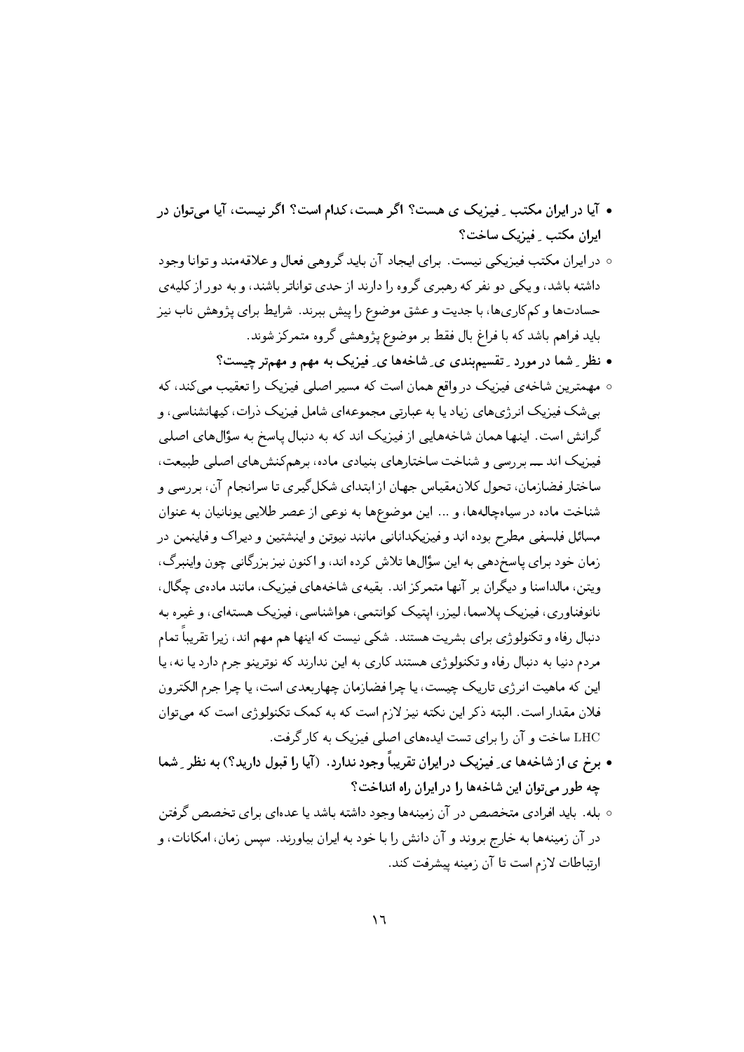- **آیا در ایران مکتب ِ فیزیک ی هست؟ اگر هست، کدام است؟ اگر نیست، آیا می‌توان در ایران مکتب ِ فیزیک ساخت؟**

  ◦ در ایران مکتب فیزیکی نیست. برای ایجاد آن باید گروهی فعال و علاقه‌مند و توانا وجود داشته باشد، و یکی دو نفر که رهبری گروه را دارند از حدی تواناتر باشند، و به دور از کلیه‌ی حسادت‌ها و کم‌کاری‌ها، با جدیت و عشق موضوع را پیش ببرند. شرایط برای پژوهش ناب نیز باید فراهم باشد که با فراغ بال فقط بر موضوع پژوهشی گروه متمرکز شوند.

- **نظر ِ شما در مورد ِ تقسیم‌بندی ی ِ شاخه‌ها ی ِ فیزیک به مهم و مهم‌تر چیست؟**

  ◦ مهمترین شاخه‌ی فیزیک در واقع همان است که مسیر اصلی فیزیک را تعقیب می‌کند، که بی‌شک فیزیک انرژی‌های زیاد یا به عبارتی مجموعه‌ای شامل فیزیک ذرات، کیهانشناسی، و گرانش است. اینها همان شاخه‌هایی از فیزیک اند که به دنبال پاسخ به سؤال‌های اصلی فیزیک اند ـــ بررسی و شناخت ساختارهای بنیادی ماده، برهم‌کنش‌های اصلی طبیعت، ساختار فضازمان، تحول کلان‌مقیاس جهان از ابتدای شکل‌گیری تا سرانجام آن، بررسی و شناخت ماده در سیاه‌چاله‌ها، و ... این موضوع‌ها به نوعی از عصر طلایی یونانیان به عنوان مسائل فلسفی مطرح بوده اند و فیزیکدانانی مانند نیوتن و اینشتین و دیراک و فاینمن در زمان خود برای پاسخ‌دهی به این سؤال‌ها تلاش کرده اند، و اکنون نیز بزرگانی چون واینبرگ، ویتن، مالداسنا و دیگران بر آنها متمرکز اند. بقیه‌ی شاخه‌های فیزیک، مانند ماده‌ی چگال، نانوفناوری، فیزیک پلاسما، لیزر، اپتیک کوانتمی، هواشناسی، فیزیک هسته‌ای، و غیره به دنبال رفاه و تکنولوژی برای بشریت هستند. شکی نیست که اینها هم مهم اند، زیرا تقریباً تمام مردم دنیا به دنبال رفاه و تکنولوژی هستند کاری به این ندارند که نوترینو جرم دارد یا نه، یا این که ماهیت انرژی تاریک چیست، یا چرا فضازمان چهاربعدی است، یا چرا جرم الکترون فلان مقدار است. البته ذکر این نکته نیز لازم است که به کمک تکنولوژی است که می‌توان LHC ساخت و آن را برای تست ایده‌های اصلی فیزیک به کار گرفت.

- **برخ ی از شاخه‌ها ی ِ فیزیک در ایران تقریباً وجود ندارد. (آیا را قبول دارید؟) به نظر ِ شما چه طور می‌توان این شاخه‌ها را در ایران راه انداخت؟**

  ◦ بله. باید افرادی متخصص در آن زمینه‌ها وجود داشته باشد یا عده‌ای برای تخصص گرفتن در آن زمینه‌ها به خارج بروند و آن دانش را با خود به ایران بیاورند. سپس زمان، امکانات، و ارتباطات لازم است تا آن زمینه پیشرفت کند.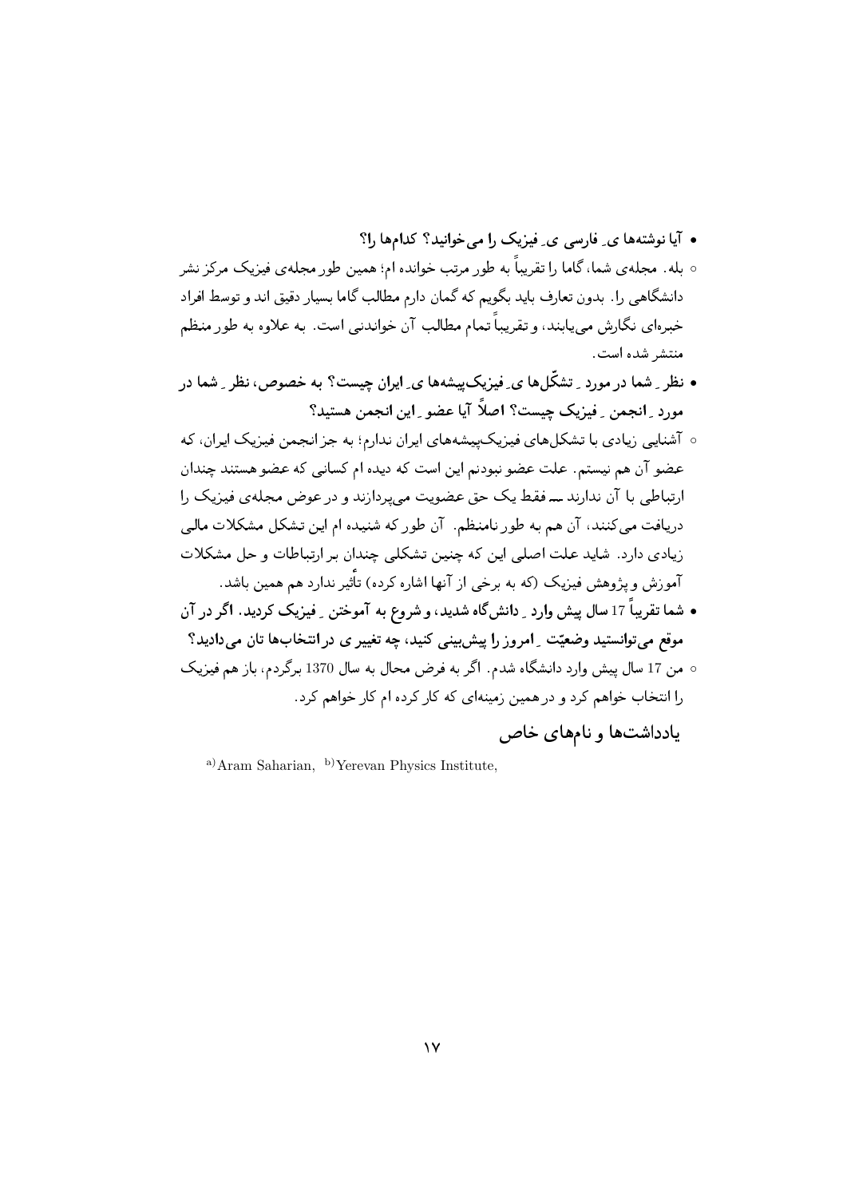- **آیا نوشته‌ها ی ِ فارسی ی ِ فیزیک را می‌خوانید؟ کدام‌ها را؟**
  - بله. مجله‌ی شما، گاما را تقریباً به طور مرتب خوانده ام؛ همین طور مجله‌ی فیزیک مرکز نشر دانشگاهی را. بدون تعارف باید بگویم که گمان دارم مطالب گاما بسیار دقیق اند و توسط افراد خبره‌ای نگارش می‌یابند، و تقریباً تمام مطالب آن خواندنی است. به علاوه به طور منظم منتشر شده است.
- **نظر ِ شما در مورد ِ تشکّل‌ها ی ِ فیزیک‌پیشه‌ها ی ِ ایران چیست؟ به خصوص، نظر ِ شما در مورد ِ انجمن ِ فیزیک چیست؟ اصلاً آیا عضو ِ این انجمن هستید؟**
  - آشنایی زیادی با تشکل‌های فیزیک‌پیشه‌های ایران ندارم؛ به جز انجمن فیزیک ایران، که عضو آن هم نیستم. علت عضو نبودنم این است که دیده ام کسانی که عضو هستند چندان ارتباطی با آن ندارند ـــ فقط یک حق عضویت می‌پردازند و در عوض مجله‌ی فیزیک را دریافت می‌کنند، آن هم به طور نامنظم. آن طور که شنیده ام این تشکل مشکلات مالی زیادی دارد. شاید علت اصلی این که چنین تشکلی چندان بر ارتباطات و حل مشکلات آموزش و پژوهش فیزیک (که به برخی از آنها اشاره کرده) تأثیر ندارد هم همین باشد.
- **شما تقریباً 17 سال پیش وارد ِ دانش‌گاه شدید، و شروع به آموختن ِ فیزیک کردید. اگر در آن موقع می‌توانستید وضعیّت ِ امروز را پیش‌بینی کنید، چه تغییر ی در انتخاب‌ها تان می‌دادید؟**
  - من 17 سال پیش وارد دانشگاه شدم. اگر به فرض محال به سال 1370 برگردم، باز هم فیزیک را انتخاب خواهم کرد و در همین زمینه‌ای که کار کرده ام کار خواهم کرد.

## یادداشت‌ها و نام‌های خاص

[a]Aram Saharian, [b]Yerevan Physics Institute,